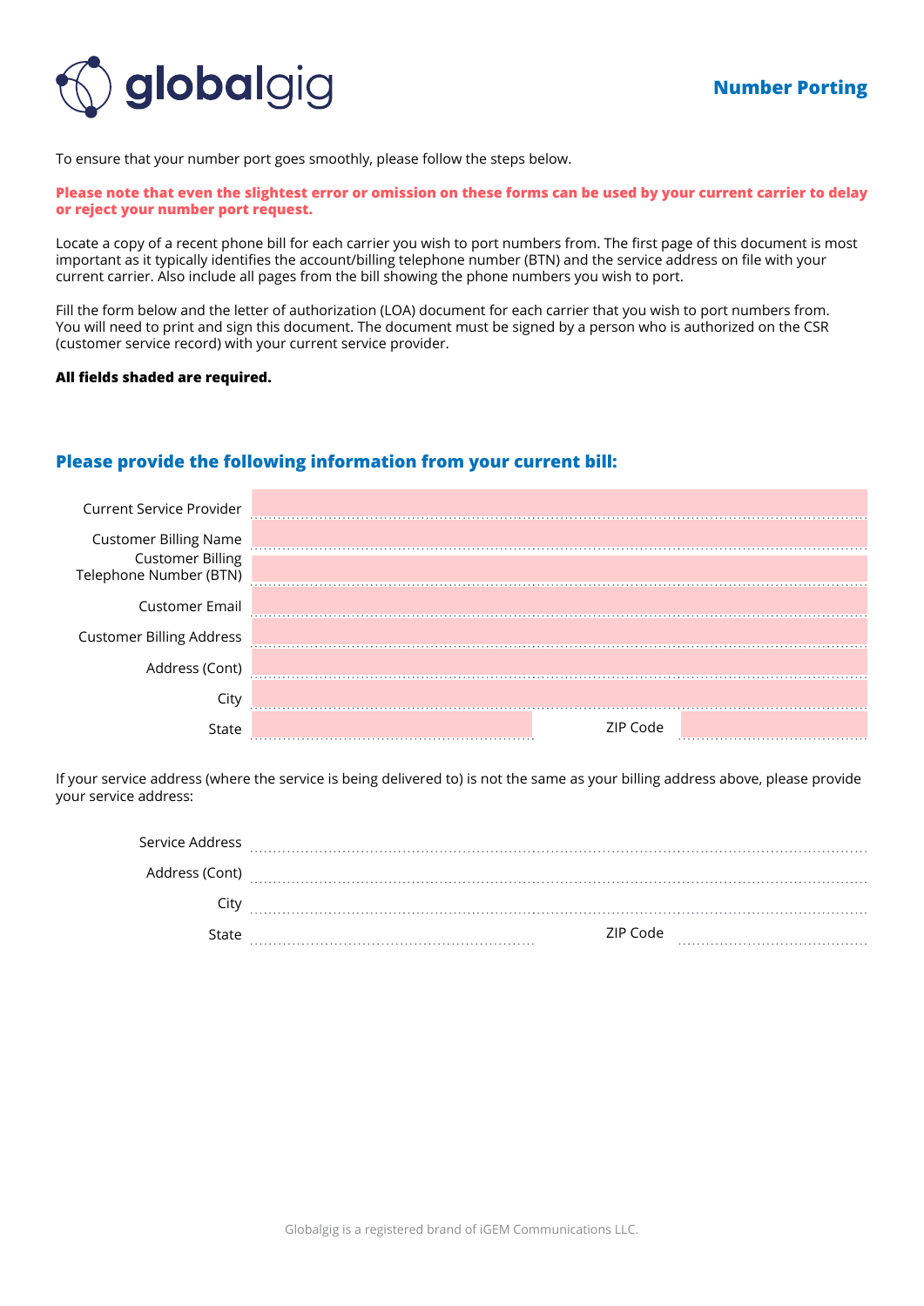globalgig

## Number Porting

To ensure that your number port goes smoothly, please follow the steps below.

**Please note that even the slightest error or omission on these forms can be used by your current carrier to delay or reject your number port request.**

Locate a copy of a recent phone bill for each carrier you wish to port numbers from. The first page of this document is most important as it typically identifies the account/billing telephone number (BTN) and the service address on file with your current carrier. Also include all pages from the bill showing the phone numbers you wish to port.

Fill the form below and the letter of authorization (LOA) document for each carrier that you wish to port numbers from. You will need to print and sign this document. The document must be signed by a person who is authorized on the CSR (customer service record) with your current service provider.

**All fields shaded are required.**

### Please provide the following information from your current bill:

Current Service Provider ..............................

Customer Billing Name ..............................

Customer Billing Telephone Number (BTN) ..............................

Customer Email ..............................

Customer Billing Address ..............................

Address (Cont) ..............................

City ..............................

State .............................. ZIP Code ..............................

If your service address (where the service is being delivered to) is not the same as your billing address above, please provide your service address:

Service Address ..............................

Address (Cont) ..............................

City ..............................

State .............................. ZIP Code ..............................

Globalgig is a registered brand of iGEM Communications LLC.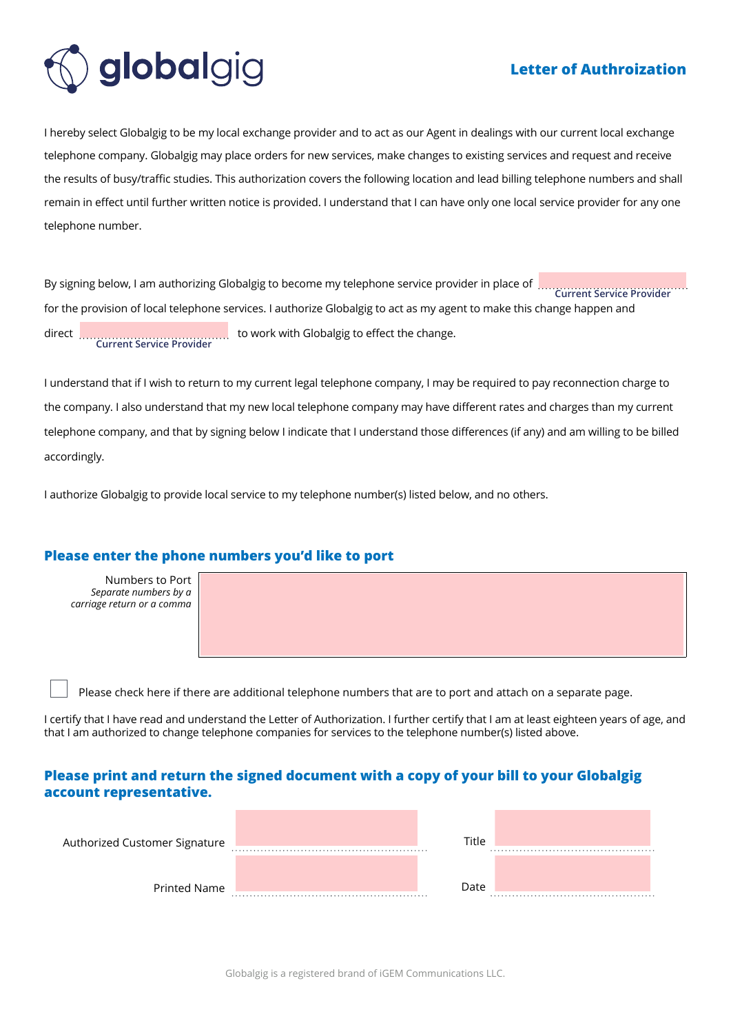# Letter of Authroization

I hereby select Globalgig to be my local exchange provider and to act as our Agent in dealings with our current local exchange telephone company. Globalgig may place orders for new services, make changes to existing services and request and receive the results of busy/traffic studies. This authorization covers the following location and lead billing telephone numbers and shall remain in effect until further written notice is provided. I understand that I can have only one local service provider for any one telephone number.

By signing below, I am authorizing Globalgig to become my telephone service provider in place of ______________ (Current Service Provider) for the provision of local telephone services. I authorize Globalgig to act as my agent to make this change happen and direct ______________ (Current Service Provider) to work with Globalgig to effect the change.

I understand that if I wish to return to my current legal telephone company, I may be required to pay reconnection charge to the company. I also understand that my new local telephone company may have different rates and charges than my current telephone company, and that by signing below I indicate that I understand those differences (if any) and am willing to be billed accordingly.

I authorize Globalgig to provide local service to my telephone number(s) listed below, and no others.

## Please enter the phone numbers you'd like to port

Numbers to Port
*Separate numbers by a carriage return or a comma*

☐ Please check here if there are additional telephone numbers that are to port and attach on a separate page.

I certify that I have read and understand the Letter of Authorization. I further certify that I am at least eighteen years of age, and that I am authorized to change telephone companies for services to the telephone number(s) listed above.

## Please print and return the signed document with a copy of your bill to your Globalgig account representative.

Authorized Customer Signature ______________ Title ______________

Printed Name ______________ Date ______________

Globalgig is a registered brand of iGEM Communications LLC.